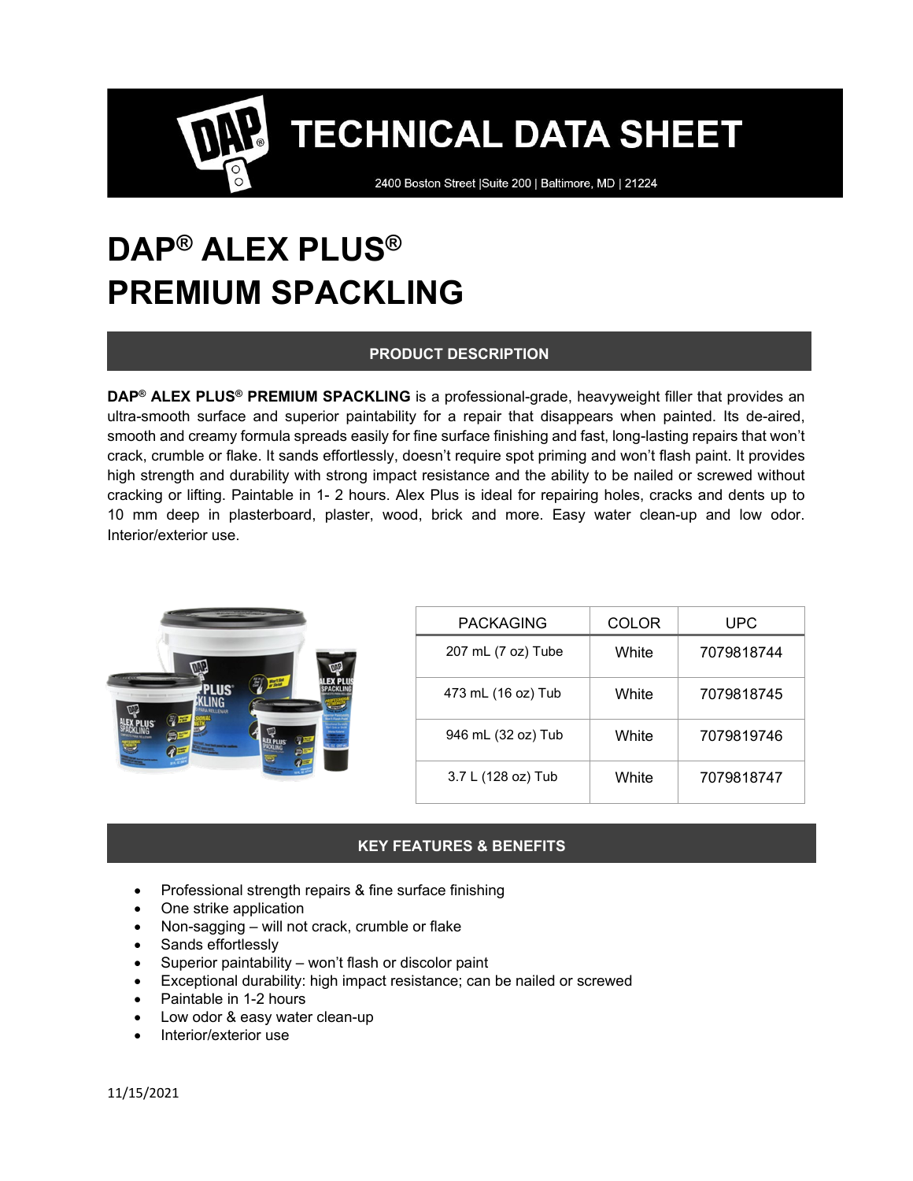# TECHNICAL DATA SHEET

2400 Boston Street |Suite 200 | Baltimore, MD | 21224

# DAP® ALEX PLUS® PREMIUM SPACKLING

## PRODUCT DESCRIPTION

**DAP® ALEX PLUS® PREMIUM SPACKLING** is a professional-grade, heavyweight filler that provides an ultra-smooth surface and superior paintability for a repair that disappears when painted. Its de-aired, smooth and creamy formula spreads easily for fine surface finishing and fast, long-lasting repairs that won't crack, crumble or flake. It sands effortlessly, doesn't require spot priming and won't flash paint. It provides high strength and durability with strong impact resistance and the ability to be nailed or screwed without cracking or lifting. Paintable in 1- 2 hours. Alex Plus is ideal for repairing holes, cracks and dents up to 10 mm deep in plasterboard, plaster, wood, brick and more. Easy water clean-up and low odor. Interior/exterior use.

| PACKAGING | COLOR | UPC |
|---|---|---|
| 207 mL (7 oz) Tube | White | 7079818744 |
| 473 mL (16 oz) Tub | White | 7079818745 |
| 946 mL (32 oz) Tub | White | 7079819746 |
| 3.7 L (128 oz) Tub | White | 7079818747 |

## KEY FEATURES & BENEFITS

- Professional strength repairs & fine surface finishing
- One strike application
- Non-sagging – will not crack, crumble or flake
- Sands effortlessly
- Superior paintability – won't flash or discolor paint
- Exceptional durability: high impact resistance; can be nailed or screwed
- Paintable in 1-2 hours
- Low odor & easy water clean-up
- Interior/exterior use

11/15/2021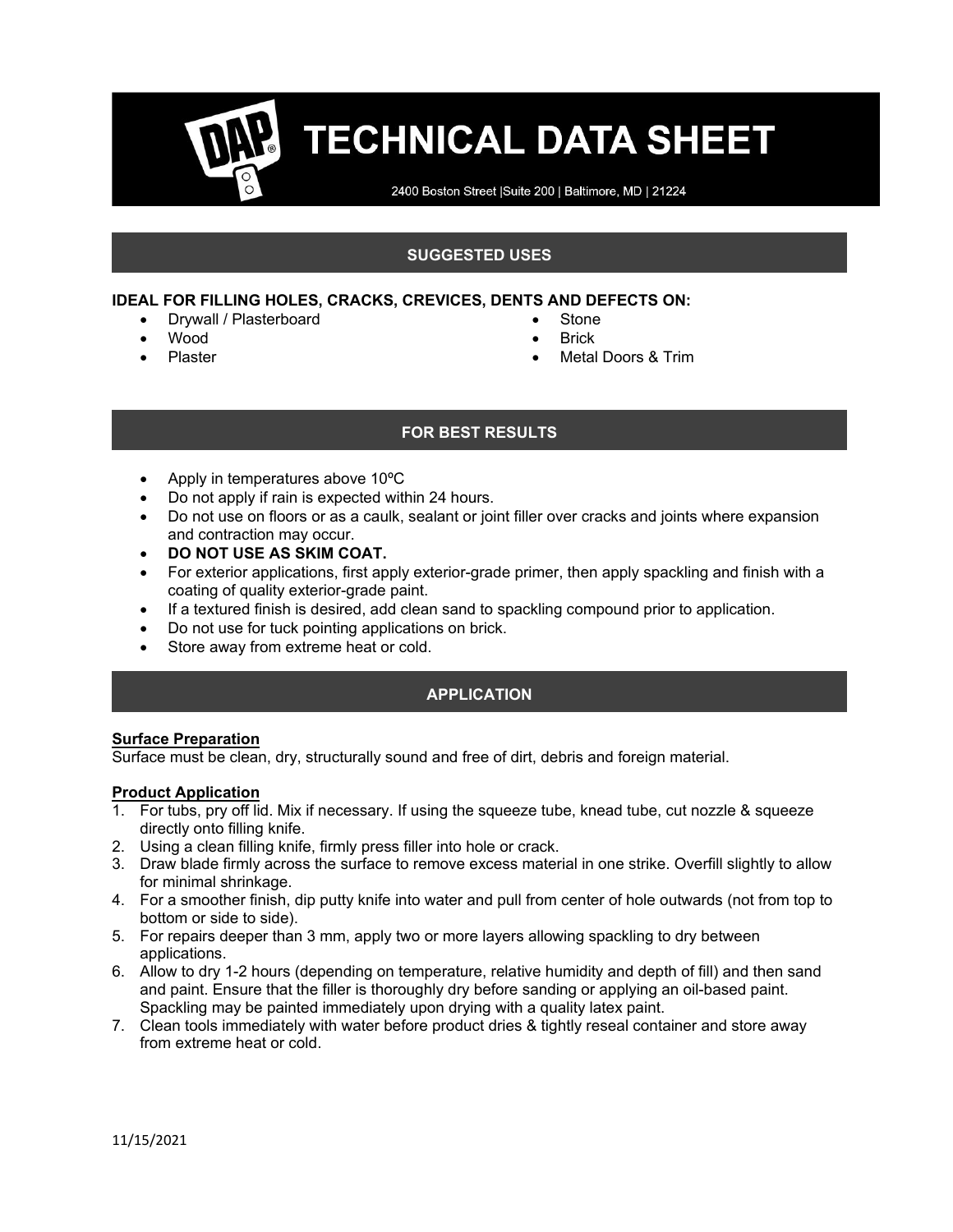# TECHNICAL DATA SHEET

2400 Boston Street |Suite 200 | Baltimore, MD | 21224

## SUGGESTED USES

**IDEAL FOR FILLING HOLES, CRACKS, CREVICES, DENTS AND DEFECTS ON:**

- Drywall / Plasterboard
- Wood
- Plaster
- Stone
- Brick
- Metal Doors & Trim

## FOR BEST RESULTS

- Apply in temperatures above 10ºC
- Do not apply if rain is expected within 24 hours.
- Do not use on floors or as a caulk, sealant or joint filler over cracks and joints where expansion and contraction may occur.
- **DO NOT USE AS SKIM COAT.**
- For exterior applications, first apply exterior-grade primer, then apply spackling and finish with a coating of quality exterior-grade paint.
- If a textured finish is desired, add clean sand to spackling compound prior to application.
- Do not use for tuck pointing applications on brick.
- Store away from extreme heat or cold.

## APPLICATION

**Surface Preparation**

Surface must be clean, dry, structurally sound and free of dirt, debris and foreign material.

**Product Application**

1. For tubs, pry off lid. Mix if necessary. If using the squeeze tube, knead tube, cut nozzle & squeeze directly onto filling knife.
2. Using a clean filling knife, firmly press filler into hole or crack.
3. Draw blade firmly across the surface to remove excess material in one strike. Overfill slightly to allow for minimal shrinkage.
4. For a smoother finish, dip putty knife into water and pull from center of hole outwards (not from top to bottom or side to side).
5. For repairs deeper than 3 mm, apply two or more layers allowing spackling to dry between applications.
6. Allow to dry 1-2 hours (depending on temperature, relative humidity and depth of fill) and then sand and paint. Ensure that the filler is thoroughly dry before sanding or applying an oil-based paint. Spackling may be painted immediately upon drying with a quality latex paint.
7. Clean tools immediately with water before product dries & tightly reseal container and store away from extreme heat or cold.

11/15/2021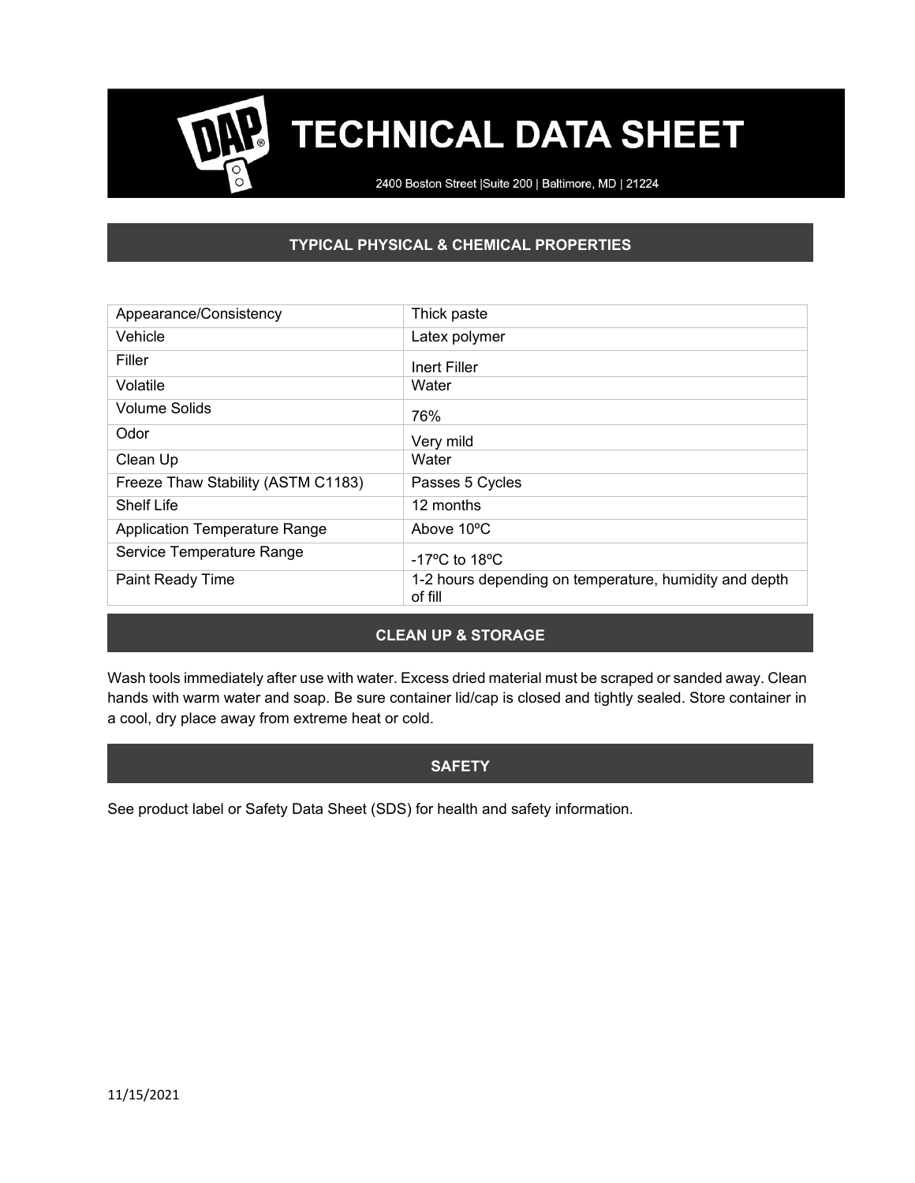# TECHNICAL DATA SHEET

2400 Boston Street |Suite 200 | Baltimore, MD | 21224

## TYPICAL PHYSICAL & CHEMICAL PROPERTIES

| | |
|---|---|
| Appearance/Consistency | Thick paste |
| Vehicle | Latex polymer |
| Filler | Inert Filler |
| Volatile | Water |
| Volume Solids | 76% |
| Odor | Very mild |
| Clean Up | Water |
| Freeze Thaw Stability (ASTM C1183) | Passes 5 Cycles |
| Shelf Life | 12 months |
| Application Temperature Range | Above 10ºC |
| Service Temperature Range | -17ºC to 18ºC |
| Paint Ready Time | 1-2 hours depending on temperature, humidity and depth of fill |

## CLEAN UP & STORAGE

Wash tools immediately after use with water. Excess dried material must be scraped or sanded away. Clean hands with warm water and soap. Be sure container lid/cap is closed and tightly sealed. Store container in a cool, dry place away from extreme heat or cold.

## SAFETY

See product label or Safety Data Sheet (SDS) for health and safety information.

11/15/2021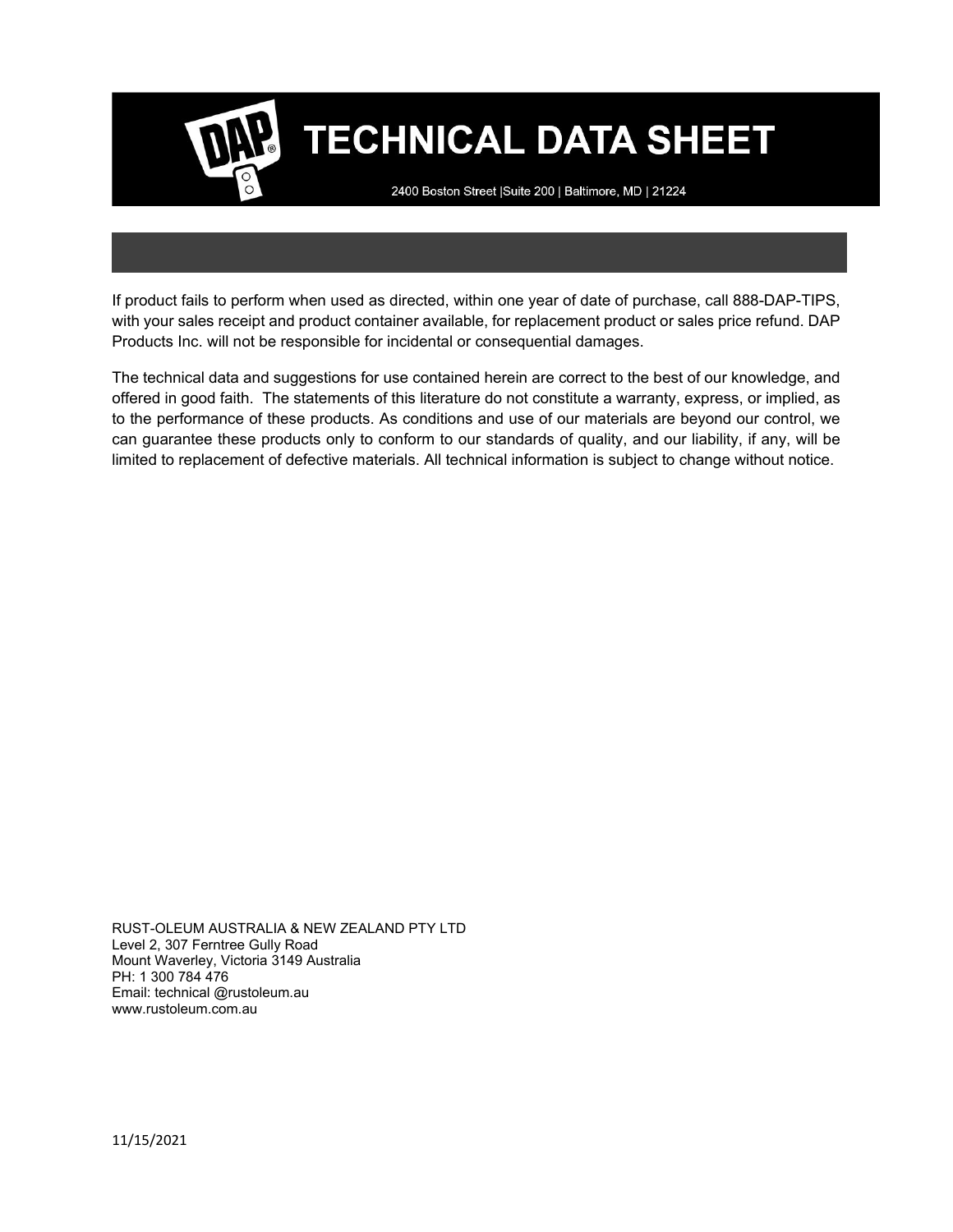# TECHNICAL DATA SHEET

2400 Boston Street |Suite 200 | Baltimore, MD | 21224

If product fails to perform when used as directed, within one year of date of purchase, call 888-DAP-TIPS, with your sales receipt and product container available, for replacement product or sales price refund. DAP Products Inc. will not be responsible for incidental or consequential damages.

The technical data and suggestions for use contained herein are correct to the best of our knowledge, and offered in good faith. The statements of this literature do not constitute a warranty, express, or implied, as to the performance of these products. As conditions and use of our materials are beyond our control, we can guarantee these products only to conform to our standards of quality, and our liability, if any, will be limited to replacement of defective materials. All technical information is subject to change without notice.

RUST-OLEUM AUSTRALIA & NEW ZEALAND PTY LTD
Level 2, 307 Ferntree Gully Road
Mount Waverley, Victoria 3149 Australia
PH: 1 300 784 476
Email: technical @rustoleum.au
www.rustoleum.com.au

11/15/2021